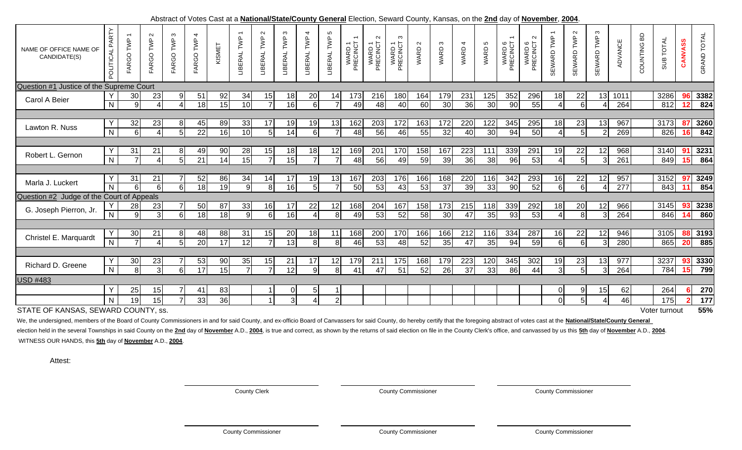Abstract of Votes Cast at a **National/State/County General** Election, Seward County, Kansas, on the **2nd** day of **November**, **2004**.

| NAME OF OFFICE NAME OF CANDIDATE(S) | POLITICAL PARTY | FARGO TWP 1 | FARGO TWP 2 | FARGO TWP 3 | FARGO TWP 4 | KISMET | LIBERAL TWP 1 | LIBERAL TWP 2 | LIBERAL TWP 3 | LIBERAL TWP 4 | LIBERAL TWP 5 | WARD 1 PRECINCT 1 | WARD 1 PRECINCT 2 | WARD 1 PRECINCT 3 | WARD 2 | WARD 3 | WARD 4 | WARD 5 | WARD 6 PRECINCT 1 | WARD 6 PRECINCT 2 | SEWARD TWP 1 | SEWARD TWP 2 | SEWARD TWP 3 | ADVANCE | COUNTING BD | SUB TOTAL | CANVASS | GRAND TOTAL |
|---|---|---|---|---|---|---|---|---|---|---|---|---|---|---|---|---|---|---|---|---|---|---|---|---|---|---|---|---|
| Question #1 Justice of the Supreme Court | | | | | | | | | | | | | | | | | | | | | | | | | | | | |
| Carol A Beier | Y | 30 | 23 | 9 | 51 | 92 | 34 | 15 | 18 | 20 | 14 | 173 | 216 | 180 | 164 | 179 | 231 | 125 | 352 | 296 | 18 | 22 | 13 | 1011 | | 3286 | 96 | 3382 |
| | N | 9 | 4 | 4 | 18 | 15 | 10 | 7 | 16 | 6 | 7 | 49 | 48 | 40 | 60 | 30 | 36 | 30 | 90 | 55 | 4 | 6 | 4 | 264 | | 812 | 12 | 824 |
| Lawton R. Nuss | Y | 32 | 23 | 8 | 45 | 89 | 33 | 17 | 19 | 19 | 13 | 162 | 203 | 172 | 163 | 172 | 220 | 122 | 345 | 295 | 18 | 23 | 13 | 967 | | 3173 | 87 | 3260 |
| | N | 6 | 4 | 5 | 22 | 16 | 10 | 5 | 14 | 6 | 7 | 48 | 56 | 46 | 55 | 32 | 40 | 30 | 94 | 50 | 4 | 5 | 2 | 269 | | 826 | 16 | 842 |
| Robert L. Gernon | Y | 31 | 21 | 8 | 49 | 90 | 28 | 15 | 18 | 18 | 12 | 169 | 201 | 170 | 158 | 167 | 223 | 111 | 339 | 291 | 19 | 22 | 12 | 968 | | 3140 | 91 | 3231 |
| | N | 7 | 4 | 5 | 21 | 14 | 15 | 7 | 15 | 7 | 7 | 48 | 56 | 49 | 59 | 39 | 36 | 38 | 96 | 53 | 4 | 5 | 3 | 261 | | 849 | 15 | 864 |
| Marla J. Luckert | Y | 31 | 21 | 7 | 52 | 86 | 34 | 14 | 17 | 19 | 13 | 167 | 203 | 176 | 166 | 168 | 220 | 116 | 342 | 293 | 16 | 22 | 12 | 957 | | 3152 | 97 | 3249 |
| | N | 6 | 6 | 6 | 18 | 19 | 9 | 8 | 16 | 5 | 7 | 50 | 53 | 43 | 53 | 37 | 39 | 33 | 90 | 52 | 6 | 6 | 4 | 277 | | 843 | 11 | 854 |
| Question #2 Judge of the Court of Appeals | | | | | | | | | | | | | | | | | | | | | | | | | | | | |
| G. Joseph Pierron, Jr. | Y | 28 | 23 | 7 | 50 | 87 | 33 | 16 | 17 | 22 | 12 | 168 | 204 | 167 | 158 | 173 | 215 | 118 | 339 | 292 | 18 | 20 | 12 | 966 | | 3145 | 93 | 3238 |
| | N | 9 | 3 | 6 | 18 | 18 | 9 | 6 | 16 | 4 | 8 | 49 | 53 | 52 | 58 | 30 | 47 | 35 | 93 | 53 | 4 | 8 | 3 | 264 | | 846 | 14 | 860 |
| Christel E. Marquardt | Y | 30 | 21 | 8 | 48 | 88 | 31 | 15 | 20 | 18 | 11 | 168 | 200 | 170 | 166 | 166 | 212 | 116 | 334 | 287 | 16 | 22 | 12 | 946 | | 3105 | 88 | 3193 |
| | N | 7 | 4 | 5 | 20 | 17 | 12 | 7 | 13 | 8 | 8 | 46 | 53 | 48 | 52 | 35 | 47 | 35 | 94 | 59 | 6 | 6 | 3 | 280 | | 865 | 20 | 885 |
| Richard D. Greene | Y | 30 | 23 | 7 | 53 | 90 | 35 | 15 | 21 | 17 | 12 | 179 | 211 | 175 | 168 | 179 | 223 | 120 | 345 | 302 | 19 | 23 | 13 | 977 | | 3237 | 93 | 3330 |
| | N | 8 | 3 | 6 | 17 | 15 | 7 | 7 | 12 | 9 | 8 | 41 | 47 | 51 | 52 | 26 | 37 | 33 | 86 | 44 | 3 | 5 | 3 | 264 | | 784 | 15 | 799 |
| USD #483 | | | | | | | | | | | | | | | | | | | | | | | | | | | | |
| | Y | 25 | 15 | 7 | 41 | 83 | | 1 | 0 | 5 | 1 | | | | | | | | | | 0 | 9 | 15 | 62 | | 264 | 6 | 270 |
| | N | 19 | 15 | 7 | 33 | 36 | | 1 | 3 | 4 | 2 | | | | | | | | | | 0 | 5 | 4 | 46 | | 175 | 2 | 177 |

STATE OF KANSAS, SEWARD COUNTY, ss. Voter turnout 55%

We, the undersigned, members of the Board of County Commissioners in and for said County, and ex-officio Board of Canvassers for said County, do hereby certify that the foregoing abstract of votes cast at the **National/State/County General** election held in the several Townships in said County on the **2nd** day of **November** A.D., **2004**, is true and correct, as shown by the returns of said election on file in the County Clerk's office, and canvassed by us this **5th** day of **November** A.D., **2004**.

WITNESS OUR HANDS, this **5th** day of **November** A.D., **2004**.

Attest:

County Clerk — County Commissioner — County Commissioner

County Commissioner — County Commissioner — County Commissioner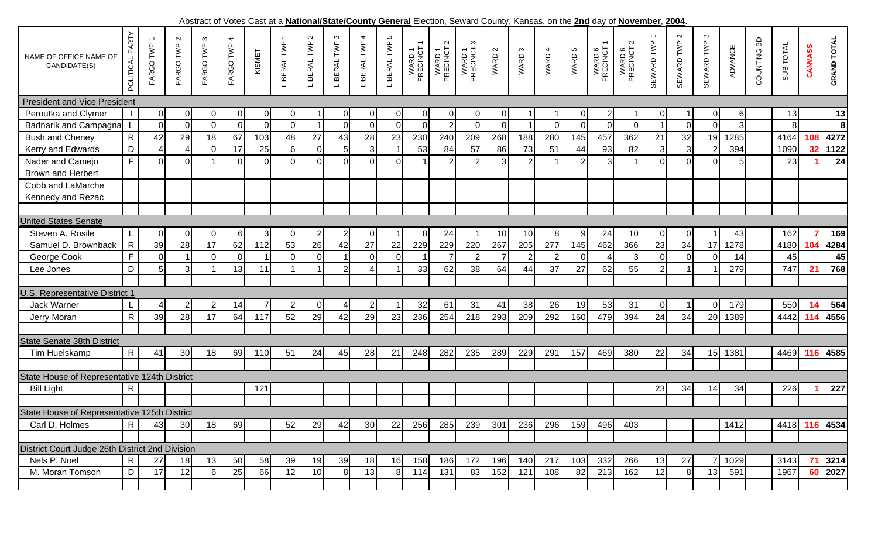Abstract of Votes Cast at a **National/State/County General** Election, Seward County, Kansas, on the **2nd** day of **November**, **2004**.

| NAME OF OFFICE NAME OF CANDIDATE(S) | POLITICAL PARTY | FARGO TWP 1 | FARGO TWP 2 | FARGO TWP 3 | FARGO TWP 4 | KISMET | LIBERAL TWP 1 | LIBERAL TWP 2 | LIBERAL TWP 3 | LIBERAL TWP 4 | LIBERAL TWP 5 | WARD 1 PRECINCT 1 | WARD 1 PRECINCT 2 | WARD 1 PRECINCT 3 | WARD 2 | WARD 3 | WARD 4 | WARD 5 | WARD 6 PRECINCT 1 | WARD 6 PRECINCT 2 | SEWARD TWP 1 | SEWARD TWP 2 | SEWARD TWP 3 | ADVANCE | COUNTING BD | SUB TOTAL | CANVASS | GRAND TOTAL |
|---|---|---|---|---|---|---|---|---|---|---|---|---|---|---|---|---|---|---|---|---|---|---|---|---|---|---|---|---|
| President and Vice President | | | | | | | | | | | | | | | | | | | | | | | | | | | | |
| Peroutka and Clymer | I | 0 | 0 | 0 | 0 | 0 | 0 | 1 | 0 | 0 | 0 | 0 | 0 | 0 | 0 | 1 | 1 | 0 | 2 | 1 | 0 | 1 | 0 | 6 | | 13 | | **13** |
| Badnarik and Campagna | L | 0 | 0 | 0 | 0 | 0 | 0 | 1 | 0 | 0 | 0 | 0 | 2 | 0 | 0 | 1 | 0 | 0 | 0 | 0 | 1 | 0 | 0 | 3 | | 8 | | **8** |
| Bush and Cheney | R | 42 | 29 | 18 | 67 | 103 | 48 | 27 | 43 | 28 | 23 | 230 | 240 | 209 | 268 | 188 | 280 | 145 | 457 | 362 | 21 | 32 | 19 | 1285 | | 4164 | **108** | **4272** |
| Kerry and Edwards | D | 4 | 4 | 0 | 17 | 25 | 6 | 0 | 5 | 3 | 1 | 53 | 84 | 57 | 86 | 73 | 51 | 44 | 93 | 82 | 3 | 3 | 2 | 394 | | 1090 | **32** | **1122** |
| Nader and Camejo | F | 0 | 0 | 1 | 0 | 0 | 0 | 0 | 0 | 0 | 0 | 1 | 2 | 2 | 3 | 2 | 1 | 2 | 3 | 1 | 0 | 0 | 0 | 5 | | 23 | **1** | **24** |
| Brown and Herbert | | | | | | | | | | | | | | | | | | | | | | | | | | | | |
| Cobb and LaMarche | | | | | | | | | | | | | | | | | | | | | | | | | | | | |
| Kennedy and Rezac | | | | | | | | | | | | | | | | | | | | | | | | | | | | |
| United States Senate | | | | | | | | | | | | | | | | | | | | | | | | | | | | |
| Steven A. Rosile | L | 0 | 0 | 0 | 6 | 3 | 0 | 2 | 2 | 0 | 1 | 8 | 24 | 1 | 10 | 10 | 8 | 9 | 24 | 10 | 0 | 0 | 1 | 43 | | 162 | **7** | **169** |
| Samuel D. Brownback | R | 39 | 28 | 17 | 62 | 112 | 53 | 26 | 42 | 27 | 22 | 229 | 229 | 220 | 267 | 205 | 277 | 145 | 462 | 366 | 23 | 34 | 17 | 1278 | | 4180 | **104** | **4284** |
| George Cook | F | 0 | 1 | 0 | 0 | 1 | 0 | 0 | 1 | 0 | 0 | 1 | 7 | 2 | 7 | 2 | 2 | 0 | 4 | 3 | 0 | 0 | 0 | 14 | | 45 | | **45** |
| Lee Jones | D | 5 | 3 | 1 | 13 | 11 | 1 | 1 | 2 | 4 | 1 | 33 | 62 | 38 | 64 | 44 | 37 | 27 | 62 | 55 | 2 | 1 | 1 | 279 | | 747 | **21** | **768** |
| U.S. Representative District 1 | | | | | | | | | | | | | | | | | | | | | | | | | | | | |
| Jack Warner | L | 4 | 2 | 2 | 14 | 7 | 2 | 0 | 4 | 2 | 1 | 32 | 61 | 31 | 41 | 38 | 26 | 19 | 53 | 31 | 0 | 1 | 0 | 179 | | 550 | **14** | **564** |
| Jerry Moran | R | 39 | 28 | 17 | 64 | 117 | 52 | 29 | 42 | 29 | 23 | 236 | 254 | 218 | 293 | 209 | 292 | 160 | 479 | 394 | 24 | 34 | 20 | 1389 | | 4442 | **114** | **4556** |
| State Senate 38th District | | | | | | | | | | | | | | | | | | | | | | | | | | | | |
| Tim Huelskamp | R | 41 | 30 | 18 | 69 | 110 | 51 | 24 | 45 | 28 | 21 | 248 | 282 | 235 | 289 | 229 | 291 | 157 | 469 | 380 | 22 | 34 | 15 | 1381 | | 4469 | **116** | **4585** |
| State House of Representative 124th District | | | | | | | | | | | | | | | | | | | | | | | | | | | | |
| Bill Light | R | | | | | 121 | | | | | | | | | | | | | | | 23 | 34 | 14 | 34 | | 226 | **1** | **227** |
| State House of Representative 125th District | | | | | | | | | | | | | | | | | | | | | | | | | | | | |
| Carl D. Holmes | R | 43 | 30 | 18 | 69 | | 52 | 29 | 42 | 30 | 22 | 256 | 285 | 239 | 301 | 236 | 296 | 159 | 496 | 403 | | | | 1412 | | 4418 | **116** | **4534** |
| District Court Judge 26th District 2nd Division | | | | | | | | | | | | | | | | | | | | | | | | | | | | |
| Nels P. Noel | R | 27 | 18 | 13 | 50 | 58 | 39 | 19 | 39 | 18 | 16 | 158 | 186 | 172 | 196 | 140 | 217 | 103 | 332 | 266 | 13 | 27 | 7 | 1029 | | 3143 | **71** | **3214** |
| M. Moran Tomson | D | 17 | 12 | 6 | 25 | 66 | 12 | 10 | 8 | 13 | 8 | 114 | 131 | 83 | 152 | 121 | 108 | 82 | 213 | 162 | 12 | 8 | 13 | 591 | | 1967 | **60** | **2027** |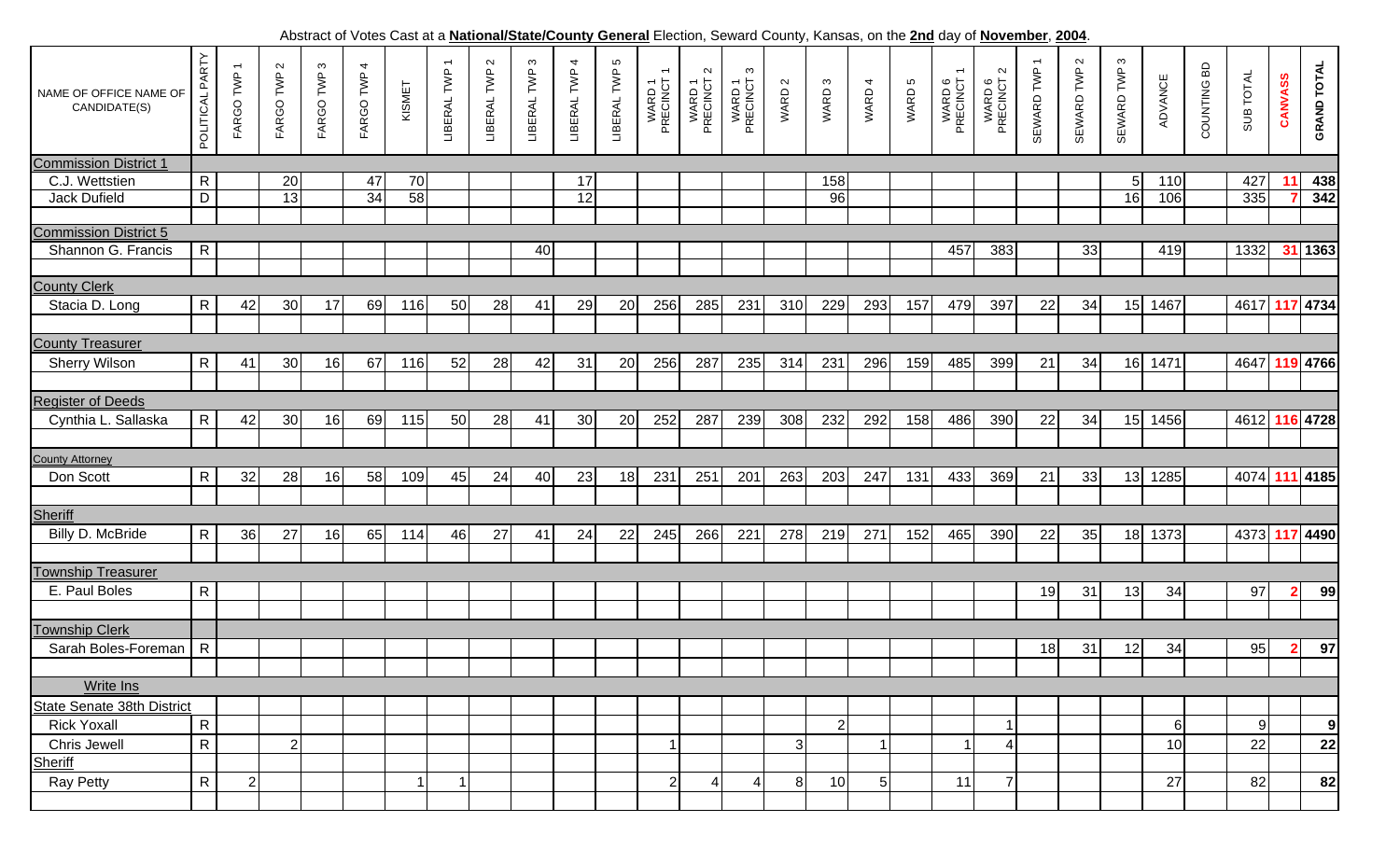Abstract of Votes Cast at a **National/State/County General** Election, Seward County, Kansas, on the **2nd** day of **November**, **2004**.

| NAME OF OFFICE NAME OF CANDIDATE(S) | POLITICAL PARTY | FARGO TWP 1 | FARGO TWP 2 | FARGO TWP 3 | FARGO TWP 4 | KISMET | LIBERAL TWP 1 | LIBERAL TWP 2 | LIBERAL TWP 3 | LIBERAL TWP 4 | LIBERAL TWP 5 | WARD 1 PRECINCT 1 | WARD 1 PRECINCT 2 | WARD 1 PRECINCT 3 | WARD 2 | WARD 3 | WARD 4 | WARD 5 | WARD 6 PRECINCT 1 | WARD 6 PRECINCT 2 | SEWARD TWP 1 | SEWARD TWP 2 | SEWARD TWP 3 | ADVANCE | COUNTING BD | SUB TOTAL | CANVASS | GRAND TOTAL |
|---|---|---|---|---|---|---|---|---|---|---|---|---|---|---|---|---|---|---|---|---|---|---|---|---|---|---|---|---|
| Commission District 1 | | | | | | | | | | | | | | | | | | | | | | | | | | | | |
| C.J. Wettstien | R | | 20 | | 47 | 70 | | | | 17 | | | | | | 158 | | | | | | | 5 | 110 | | 427 | 11 | 438 |
| Jack Dufield | D | | 13 | | 34 | 58 | | | | 12 | | | | | | 96 | | | | | | | 16 | 106 | | 335 | 7 | 342 |
| Commission District 5 | | | | | | | | | | | | | | | | | | | | | | | | | | | | |
| Shannon G. Francis | R | | | | | | | | 40 | | | | | | | | | | 457 | 383 | | 33 | | 419 | | 1332 | 31 | 1363 |
| County Clerk | | | | | | | | | | | | | | | | | | | | | | | | | | | | |
| Stacia D. Long | R | 42 | 30 | 17 | 69 | 116 | 50 | 28 | 41 | 29 | 20 | 256 | 285 | 231 | 310 | 229 | 293 | 157 | 479 | 397 | 22 | 34 | 15 | 1467 | | 4617 | 117 | 4734 |
| County Treasurer | | | | | | | | | | | | | | | | | | | | | | | | | | | | |
| Sherry Wilson | R | 41 | 30 | 16 | 67 | 116 | 52 | 28 | 42 | 31 | 20 | 256 | 287 | 235 | 314 | 231 | 296 | 159 | 485 | 399 | 21 | 34 | 16 | 1471 | | 4647 | 119 | 4766 |
| Register of Deeds | | | | | | | | | | | | | | | | | | | | | | | | | | | | |
| Cynthia L. Sallaska | R | 42 | 30 | 16 | 69 | 115 | 50 | 28 | 41 | 30 | 20 | 252 | 287 | 239 | 308 | 232 | 292 | 158 | 486 | 390 | 22 | 34 | 15 | 1456 | | 4612 | 116 | 4728 |
| County Attorney | | | | | | | | | | | | | | | | | | | | | | | | | | | | |
| Don Scott | R | 32 | 28 | 16 | 58 | 109 | 45 | 24 | 40 | 23 | 18 | 231 | 251 | 201 | 263 | 203 | 247 | 131 | 433 | 369 | 21 | 33 | 13 | 1285 | | 4074 | 111 | 4185 |
| Sheriff | | | | | | | | | | | | | | | | | | | | | | | | | | | | |
| Billy D. McBride | R | 36 | 27 | 16 | 65 | 114 | 46 | 27 | 41 | 24 | 22 | 245 | 266 | 221 | 278 | 219 | 271 | 152 | 465 | 390 | 22 | 35 | 18 | 1373 | | 4373 | 117 | 4490 |
| Township Treasurer | | | | | | | | | | | | | | | | | | | | | | | | | | | | |
| E. Paul Boles | R | | | | | | | | | | | | | | | | | | | | 19 | 31 | 13 | 34 | | 97 | 2 | 99 |
| Township Clerk | | | | | | | | | | | | | | | | | | | | | | | | | | | | |
| Sarah Boles-Foreman | R | | | | | | | | | | | | | | | | | | | | 18 | 31 | 12 | 34 | | 95 | 2 | 97 |
| Write Ins | | | | | | | | | | | | | | | | | | | | | | | | | | | | |
| State Senate 38th District | | | | | | | | | | | | | | | | | | | | | | | | | | | | |
| Rick Yoxall | R | | | | | | | | | | | | | | | 2 | | | | 1 | | | | 6 | | 9 | | 9 |
| Chris Jewell | R | | 2 | | | | | | | | | 1 | | | 3 | | 1 | | 1 | 4 | | | | 10 | | 22 | | 22 |
| Sheriff | | | | | | | | | | | | | | | | | | | | | | | | | | | | |
| Ray Petty | R | 2 | | | | 1 | 1 | | | | | 2 | 4 | 4 | 8 | 10 | 5 | | 11 | 7 | | | | 27 | | 82 | | 82 |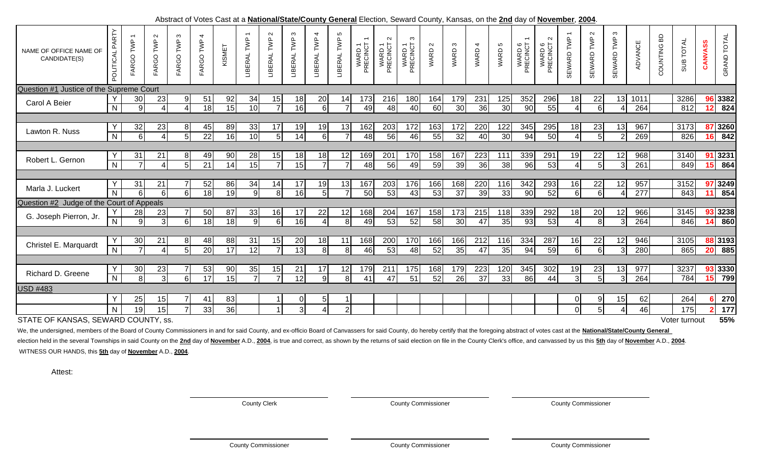Abstract of Votes Cast at a **National/State/County General** Election, Seward County, Kansas, on the **2nd** day of **November**, **2004**.

| NAME OF OFFICE NAME OF CANDIDATE(S) | POLITICAL PARTY | FARGO TWP 1 | FARGO TWP 2 | FARGO TWP 3 | FARGO TWP 4 | KISMET | LIBERAL TWP 1 | LIBERAL TWP 2 | LIBERAL TWP 3 | LIBERAL TWP 4 | LIBERAL TWP 5 | WARD 1 PRECINCT 1 | WARD 1 PRECINCT 2 | WARD 1 PRECINCT 3 | WARD 2 | WARD 3 | WARD 4 | WARD 5 | WARD 6 PRECINCT 1 | WARD 6 PRECINCT 2 | SEWARD TWP 1 | SEWARD TWP 2 | SEWARD TWP 3 | ADVANCE | COUNTING BD | SUB TOTAL | CANVASS | GRAND TOTAL |
|---|---|---|---|---|---|---|---|---|---|---|---|---|---|---|---|---|---|---|---|---|---|---|---|---|---|---|---|---|
| Question #1 Justice of the Supreme Court | | | | | | | | | | | | | | | | | | | | | | | | | | | | |
| Carol A Beier | Y | 30 | 23 | 9 | 51 | 92 | 34 | 15 | 18 | 20 | 14 | 173 | 216 | 180 | 164 | 179 | 231 | 125 | 352 | 296 | 18 | 22 | 13 | 1011 | | 3286 | 96 | 3382 |
| | N | 9 | 4 | 4 | 18 | 15 | 10 | 7 | 16 | 6 | 7 | 49 | 48 | 40 | 60 | 30 | 36 | 30 | 90 | 55 | 4 | 6 | 4 | 264 | | 812 | 12 | 824 |
| Lawton R. Nuss | Y | 32 | 23 | 8 | 45 | 89 | 33 | 17 | 19 | 19 | 13 | 162 | 203 | 172 | 163 | 172 | 220 | 122 | 345 | 295 | 18 | 23 | 13 | 967 | | 3173 | 87 | 3260 |
| | N | 6 | 4 | 5 | 22 | 16 | 10 | 5 | 14 | 6 | 7 | 48 | 56 | 46 | 55 | 32 | 40 | 30 | 94 | 50 | 4 | 5 | 2 | 269 | | 826 | 16 | 842 |
| Robert L. Gernon | Y | 31 | 21 | 8 | 49 | 90 | 28 | 15 | 18 | 18 | 12 | 169 | 201 | 170 | 158 | 167 | 223 | 111 | 339 | 291 | 19 | 22 | 12 | 968 | | 3140 | 91 | 3231 |
| | N | 7 | 4 | 5 | 21 | 14 | 15 | 7 | 15 | 7 | 7 | 48 | 56 | 49 | 59 | 39 | 36 | 38 | 96 | 53 | 4 | 5 | 3 | 261 | | 849 | 15 | 864 |
| Marla J. Luckert | Y | 31 | 21 | 7 | 52 | 86 | 34 | 14 | 17 | 19 | 13 | 167 | 203 | 176 | 166 | 168 | 220 | 116 | 342 | 293 | 16 | 22 | 12 | 957 | | 3152 | 97 | 3249 |
| | N | 6 | 6 | 6 | 18 | 19 | 9 | 8 | 16 | 5 | 7 | 50 | 53 | 43 | 53 | 37 | 39 | 33 | 90 | 52 | 6 | 6 | 4 | 277 | | 843 | 11 | 854 |
| Question #2 Judge of the Court of Appeals | | | | | | | | | | | | | | | | | | | | | | | | | | | | |
| G. Joseph Pierron, Jr. | Y | 28 | 23 | 7 | 50 | 87 | 33 | 16 | 17 | 22 | 12 | 168 | 204 | 167 | 158 | 173 | 215 | 118 | 339 | 292 | 18 | 20 | 12 | 966 | | 3145 | 93 | 3238 |
| | N | 9 | 3 | 6 | 18 | 18 | 9 | 6 | 16 | 4 | 8 | 49 | 53 | 52 | 58 | 30 | 47 | 35 | 93 | 53 | 4 | 8 | 3 | 264 | | 846 | 14 | 860 |
| Christel E. Marquardt | Y | 30 | 21 | 8 | 48 | 88 | 31 | 15 | 20 | 18 | 11 | 168 | 200 | 170 | 166 | 166 | 212 | 116 | 334 | 287 | 16 | 22 | 12 | 946 | | 3105 | 88 | 3193 |
| | N | 7 | 4 | 5 | 20 | 17 | 12 | 7 | 13 | 8 | 8 | 46 | 53 | 48 | 52 | 35 | 47 | 35 | 94 | 59 | 6 | 6 | 3 | 280 | | 865 | 20 | 885 |
| Richard D. Greene | Y | 30 | 23 | 7 | 53 | 90 | 35 | 15 | 21 | 17 | 12 | 179 | 211 | 175 | 168 | 179 | 223 | 120 | 345 | 302 | 19 | 23 | 13 | 977 | | 3237 | 93 | 3330 |
| | N | 8 | 3 | 6 | 17 | 15 | 7 | 7 | 12 | 9 | 8 | 41 | 47 | 51 | 52 | 26 | 37 | 33 | 86 | 44 | 3 | 5 | 3 | 264 | | 784 | 15 | 799 |
| USD #483 | | | | | | | | | | | | | | | | | | | | | | | | | | | | |
| | Y | 25 | 15 | 7 | 41 | 83 | | 1 | 0 | 5 | 1 | | | | | | | | | | 0 | 9 | 15 | 62 | | 264 | 6 | 270 |
| | N | 19 | 15 | 7 | 33 | 36 | | 1 | 3 | 4 | 2 | | | | | | | | | | 0 | 5 | 4 | 46 | | 175 | 2 | 177 |

STATE OF KANSAS, SEWARD COUNTY, ss.

Voter turnout 55%

We, the undersigned, members of the Board of County Commissioners in and for said County, and ex-officio Board of Canvassers for said County, do hereby certify that the foregoing abstract of votes cast at the **National/State/County General** election held in the several Townships in said County on the **2nd** day of **November** A.D., **2004**, is true and correct, as shown by the returns of said election on file in the County Clerk's office, and canvassed by us this **5th** day of **November** A.D., **2004**.

WITNESS OUR HANDS, this **5th** day of **November** A.D., **2004**.

Attest:

County Clerk    County Commissioner    County Commissioner

County Commissioner    County Commissioner    County Commissioner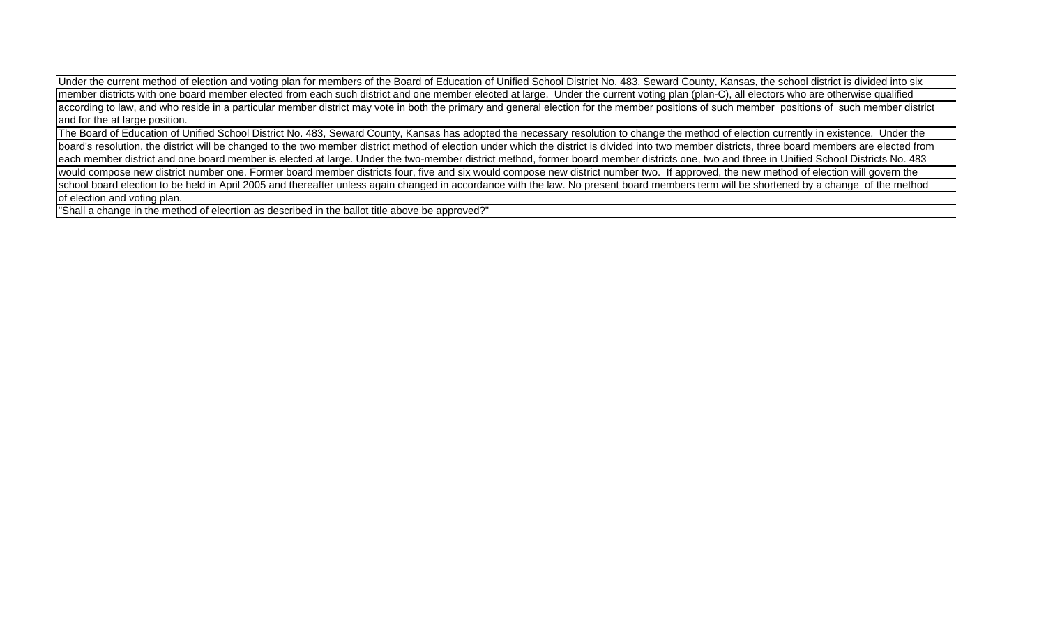Under the current method of election and voting plan for members of the Board of Education of Unified School District No. 483, Seward County, Kansas, the school district is divided into six member districts with one board member elected from each such district and one member elected at large. Under the current voting plan (plan-C), all electors who are otherwise qualified according to law, and who reside in a particular member district may vote in both the primary and general election for the member positions of such member positions of such member district and for the at large position.

The Board of Education of Unified School District No. 483, Seward County, Kansas has adopted the necessary resolution to change the method of election currently in existence. Under the board's resolution, the district will be changed to the two member district method of election under which the district is divided into two member districts, three board members are elected from each member district and one board member is elected at large. Under the two-member district method, former board member districts one, two and three in Unified School Districts No. 483 would compose new district number one. Former board member districts four, five and six would compose new district number two. If approved, the new method of election will govern the school board election to be held in April 2005 and thereafter unless again changed in accordance with the law. No present board members term will be shortened by a change of the method of election and voting plan.

"Shall a change in the method of elecrtion as described in the ballot title above be approved?"